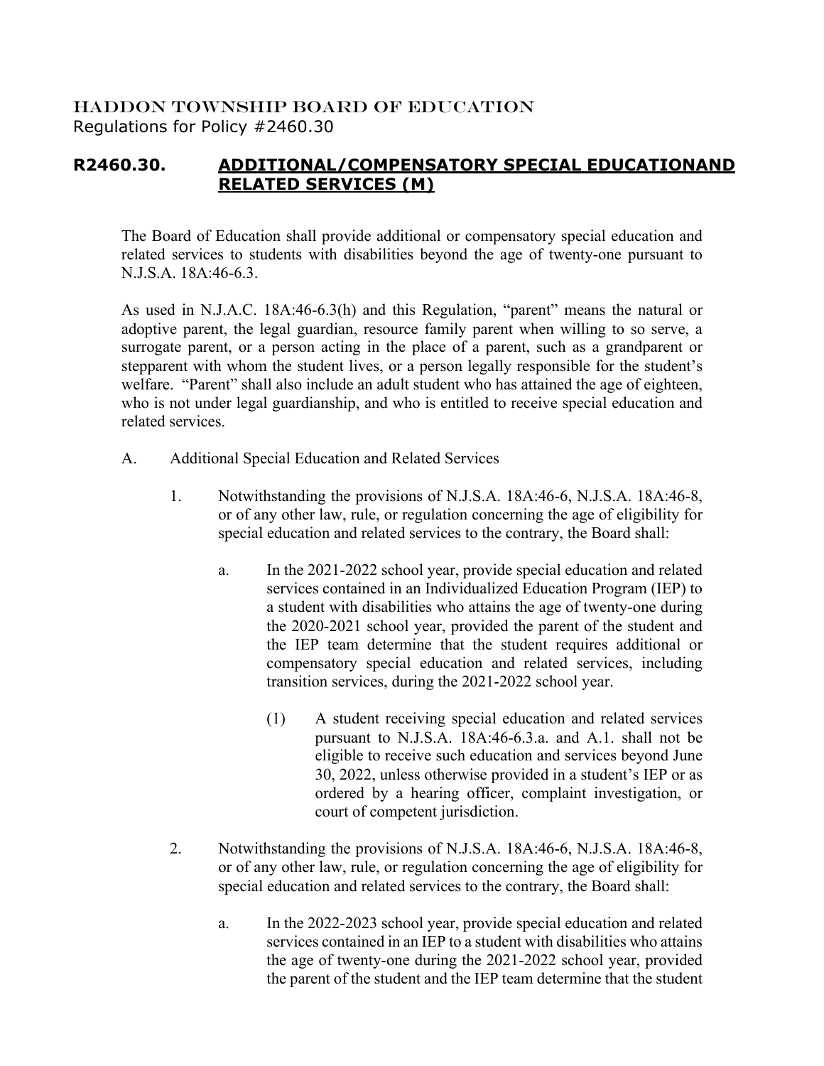HADDON TOWNSHIP BOARD OF EDUCATION
Regulations for Policy #2460.30

## R2460.30. ADDITIONAL/COMPENSATORY SPECIAL EDUCATIONAND RELATED SERVICES (M)

The Board of Education shall provide additional or compensatory special education and related services to students with disabilities beyond the age of twenty-one pursuant to N.J.S.A. 18A:46-6.3.

As used in N.J.A.C. 18A:46-6.3(h) and this Regulation, "parent" means the natural or adoptive parent, the legal guardian, resource family parent when willing to so serve, a surrogate parent, or a person acting in the place of a parent, such as a grandparent or stepparent with whom the student lives, or a person legally responsible for the student's welfare. "Parent" shall also include an adult student who has attained the age of eighteen, who is not under legal guardianship, and who is entitled to receive special education and related services.

A. Additional Special Education and Related Services

1. Notwithstanding the provisions of N.J.S.A. 18A:46-6, N.J.S.A. 18A:46-8, or of any other law, rule, or regulation concerning the age of eligibility for special education and related services to the contrary, the Board shall:

   a. In the 2021-2022 school year, provide special education and related services contained in an Individualized Education Program (IEP) to a student with disabilities who attains the age of twenty-one during the 2020-2021 school year, provided the parent of the student and the IEP team determine that the student requires additional or compensatory special education and related services, including transition services, during the 2021-2022 school year.

      (1) A student receiving special education and related services pursuant to N.J.S.A. 18A:46-6.3.a. and A.1. shall not be eligible to receive such education and services beyond June 30, 2022, unless otherwise provided in a student's IEP or as ordered by a hearing officer, complaint investigation, or court of competent jurisdiction.

2. Notwithstanding the provisions of N.J.S.A. 18A:46-6, N.J.S.A. 18A:46-8, or of any other law, rule, or regulation concerning the age of eligibility for special education and related services to the contrary, the Board shall:

   a. In the 2022-2023 school year, provide special education and related services contained in an IEP to a student with disabilities who attains the age of twenty-one during the 2021-2022 school year, provided the parent of the student and the IEP team determine that the student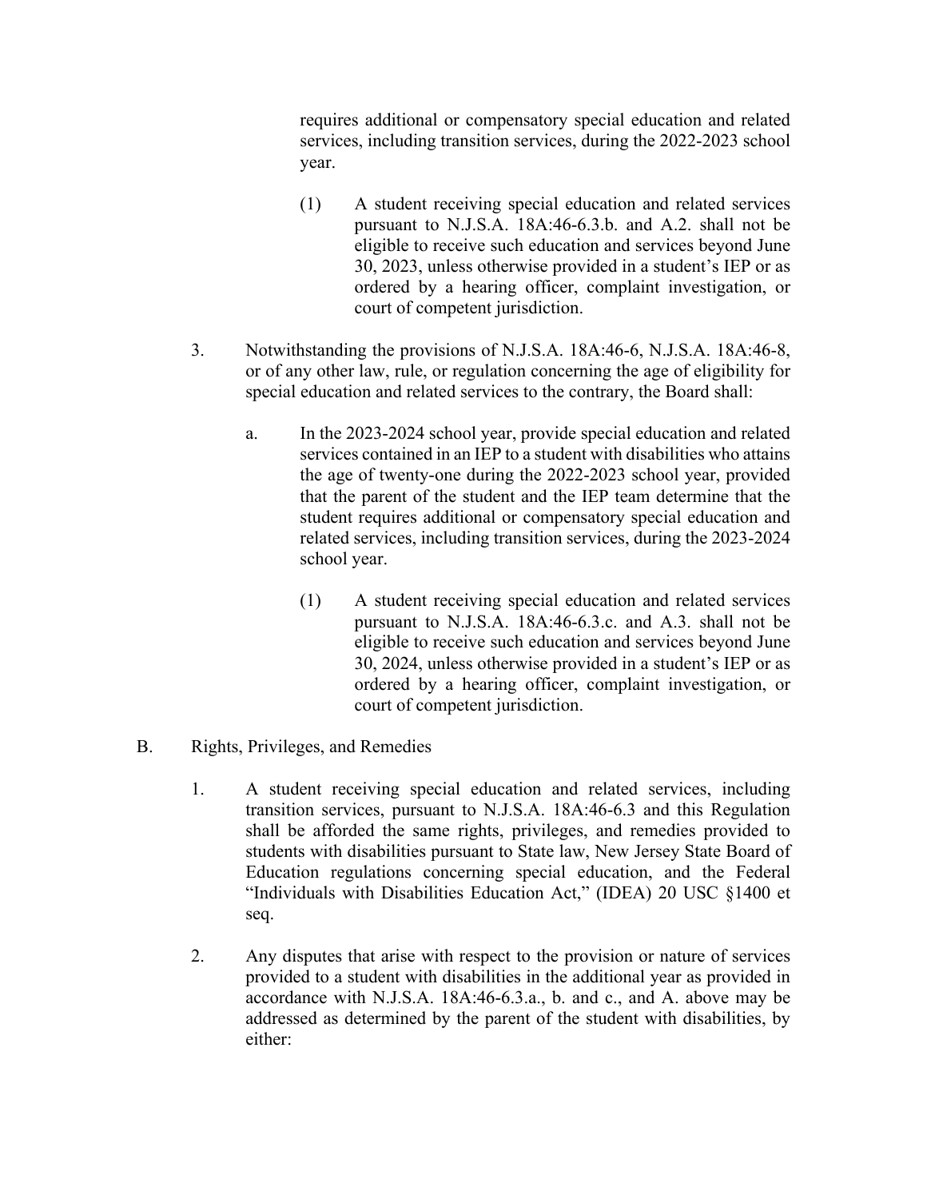requires additional or compensatory special education and related services, including transition services, during the 2022-2023 school year.

(1) A student receiving special education and related services pursuant to N.J.S.A. 18A:46-6.3.b. and A.2. shall not be eligible to receive such education and services beyond June 30, 2023, unless otherwise provided in a student's IEP or as ordered by a hearing officer, complaint investigation, or court of competent jurisdiction.

3. Notwithstanding the provisions of N.J.S.A. 18A:46-6, N.J.S.A. 18A:46-8, or of any other law, rule, or regulation concerning the age of eligibility for special education and related services to the contrary, the Board shall:

   a. In the 2023-2024 school year, provide special education and related services contained in an IEP to a student with disabilities who attains the age of twenty-one during the 2022-2023 school year, provided that the parent of the student and the IEP team determine that the student requires additional or compensatory special education and related services, including transition services, during the 2023-2024 school year.

      (1) A student receiving special education and related services pursuant to N.J.S.A. 18A:46-6.3.c. and A.3. shall not be eligible to receive such education and services beyond June 30, 2024, unless otherwise provided in a student's IEP or as ordered by a hearing officer, complaint investigation, or court of competent jurisdiction.

B. Rights, Privileges, and Remedies

1. A student receiving special education and related services, including transition services, pursuant to N.J.S.A. 18A:46-6.3 and this Regulation shall be afforded the same rights, privileges, and remedies provided to students with disabilities pursuant to State law, New Jersey State Board of Education regulations concerning special education, and the Federal "Individuals with Disabilities Education Act," (IDEA) 20 USC §1400 et seq.

2. Any disputes that arise with respect to the provision or nature of services provided to a student with disabilities in the additional year as provided in accordance with N.J.S.A. 18A:46-6.3.a., b. and c., and A. above may be addressed as determined by the parent of the student with disabilities, by either: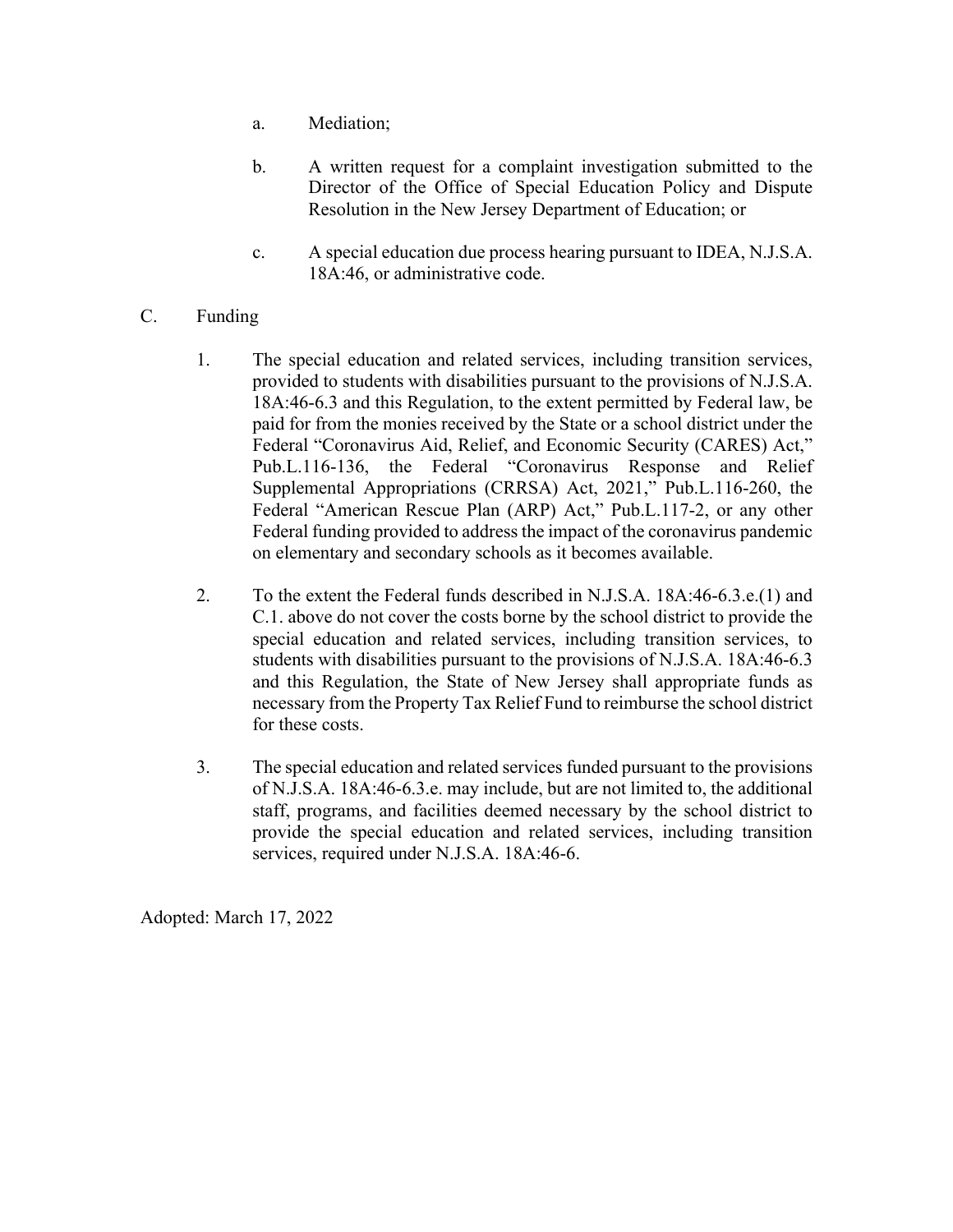a. Mediation;

b. A written request for a complaint investigation submitted to the Director of the Office of Special Education Policy and Dispute Resolution in the New Jersey Department of Education; or

c. A special education due process hearing pursuant to IDEA, N.J.S.A. 18A:46, or administrative code.

C. Funding

1. The special education and related services, including transition services, provided to students with disabilities pursuant to the provisions of N.J.S.A. 18A:46-6.3 and this Regulation, to the extent permitted by Federal law, be paid for from the monies received by the State or a school district under the Federal "Coronavirus Aid, Relief, and Economic Security (CARES) Act," Pub.L.116-136, the Federal "Coronavirus Response and Relief Supplemental Appropriations (CRRSA) Act, 2021," Pub.L.116-260, the Federal "American Rescue Plan (ARP) Act," Pub.L.117-2, or any other Federal funding provided to address the impact of the coronavirus pandemic on elementary and secondary schools as it becomes available.

2. To the extent the Federal funds described in N.J.S.A. 18A:46-6.3.e.(1) and C.1. above do not cover the costs borne by the school district to provide the special education and related services, including transition services, to students with disabilities pursuant to the provisions of N.J.S.A. 18A:46-6.3 and this Regulation, the State of New Jersey shall appropriate funds as necessary from the Property Tax Relief Fund to reimburse the school district for these costs.

3. The special education and related services funded pursuant to the provisions of N.J.S.A. 18A:46-6.3.e. may include, but are not limited to, the additional staff, programs, and facilities deemed necessary by the school district to provide the special education and related services, including transition services, required under N.J.S.A. 18A:46-6.

Adopted: March 17, 2022